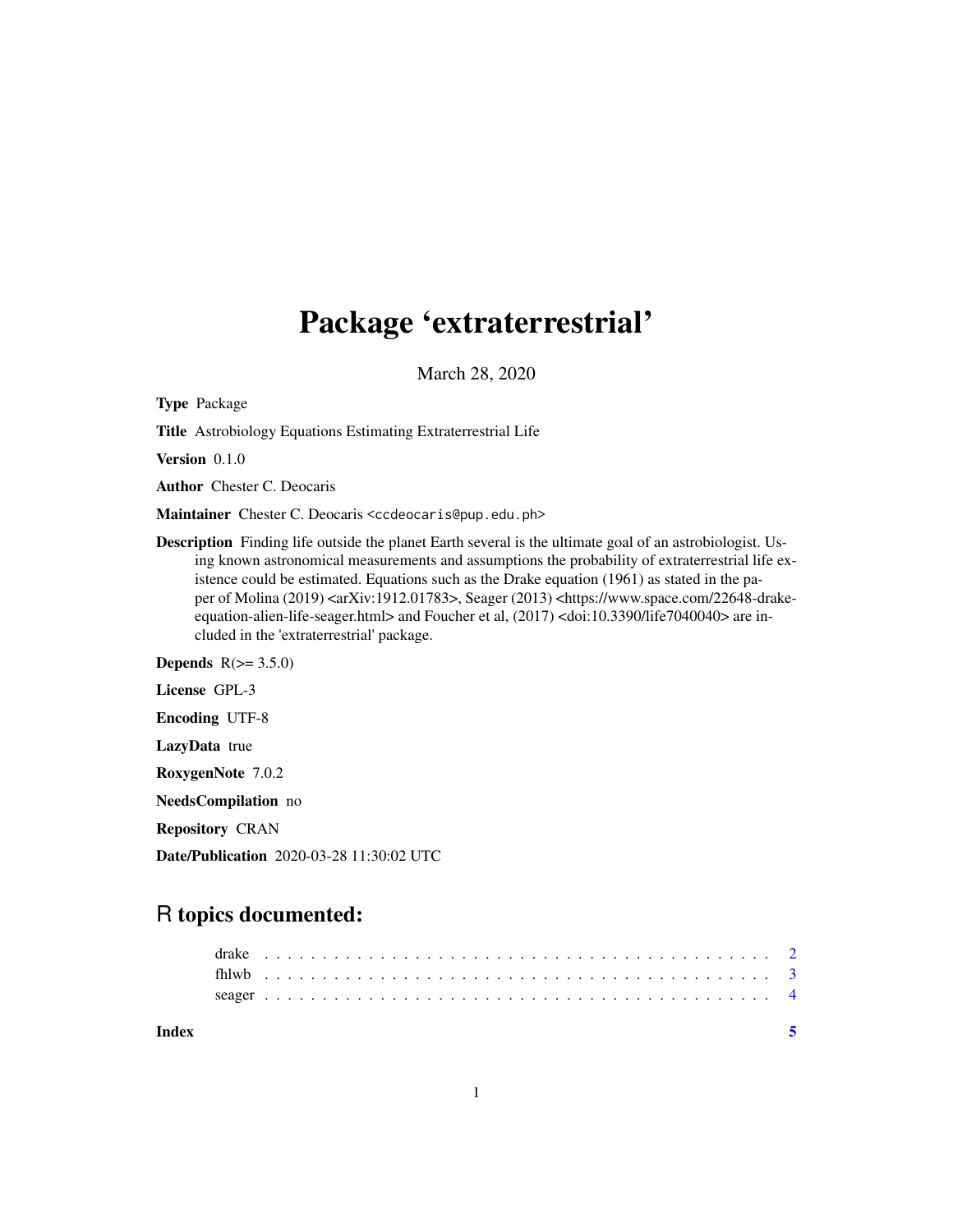# Package 'extraterrestrial'

March 28, 2020

**Type** Package

**Title** Astrobiology Equations Estimating Extraterrestrial Life

**Version** 0.1.0

**Author** Chester C. Deocaris

**Maintainer** Chester C. Deocaris <ccdeocaris@pup.edu.ph>

**Description** Finding life outside the planet Earth several is the ultimate goal of an astrobiologist. Using known astronomical measurements and assumptions the probability of extraterrestrial life existence could be estimated. Equations such as the Drake equation (1961) as stated in the paper of Molina (2019) <arXiv:1912.01783>, Seager (2013) <https://www.space.com/22648-drake-equation-alien-life-seager.html> and Foucher et al, (2017) <doi:10.3390/life7040040> are included in the 'extraterrestrial' package.

**Depends** R(>= 3.5.0)

**License** GPL-3

**Encoding** UTF-8

**LazyData** true

**RoxygenNote** 7.0.2

**NeedsCompilation** no

**Repository** CRAN

**Date/Publication** 2020-03-28 11:30:02 UTC

## R topics documented:

drake . . . . . . . . . . . . . . . . . . . . . . . . . . . . . . . . . . . . . . . . . . 2
fhlwb . . . . . . . . . . . . . . . . . . . . . . . . . . . . . . . . . . . . . . . . . . 3
seager . . . . . . . . . . . . . . . . . . . . . . . . . . . . . . . . . . . . . . . . . . 4

**Index** **5**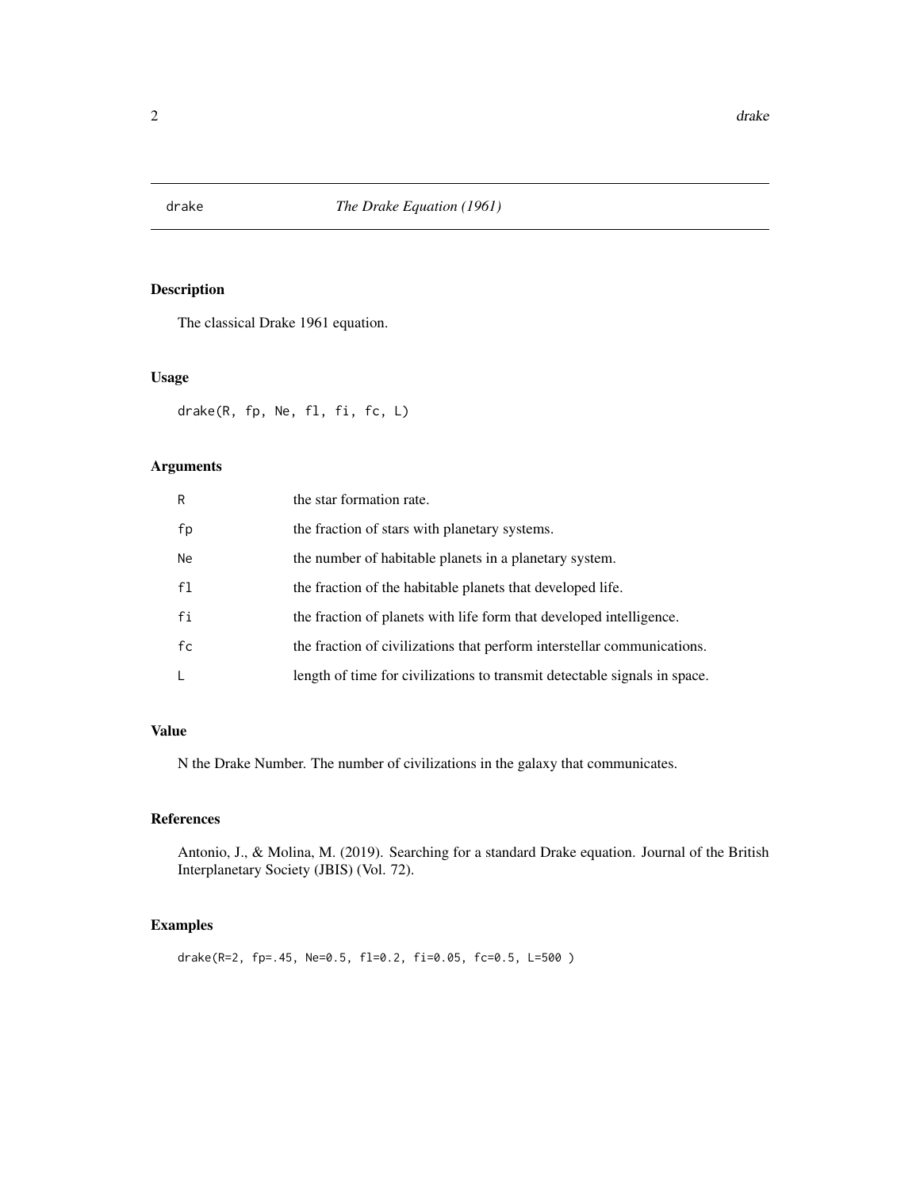# drake — *The Drake Equation (1961)*

## Description

The classical Drake 1961 equation.

## Usage

```
drake(R, fp, Ne, fl, fi, fc, L)
```

## Arguments

| | |
|---|---|
| R | the star formation rate. |
| fp | the fraction of stars with planetary systems. |
| Ne | the number of habitable planets in a planetary system. |
| fl | the fraction of the habitable planets that developed life. |
| fi | the fraction of planets with life form that developed intelligence. |
| fc | the fraction of civilizations that perform interstellar communications. |
| L | length of time for civilizations to transmit detectable signals in space. |

## Value

N the Drake Number. The number of civilizations in the galaxy that communicates.

## References

Antonio, J., & Molina, M. (2019). Searching for a standard Drake equation. Journal of the British Interplanetary Society (JBIS) (Vol. 72).

## Examples

```
drake(R=2, fp=.45, Ne=0.5, fl=0.2, fi=0.05, fc=0.5, L=500 )
```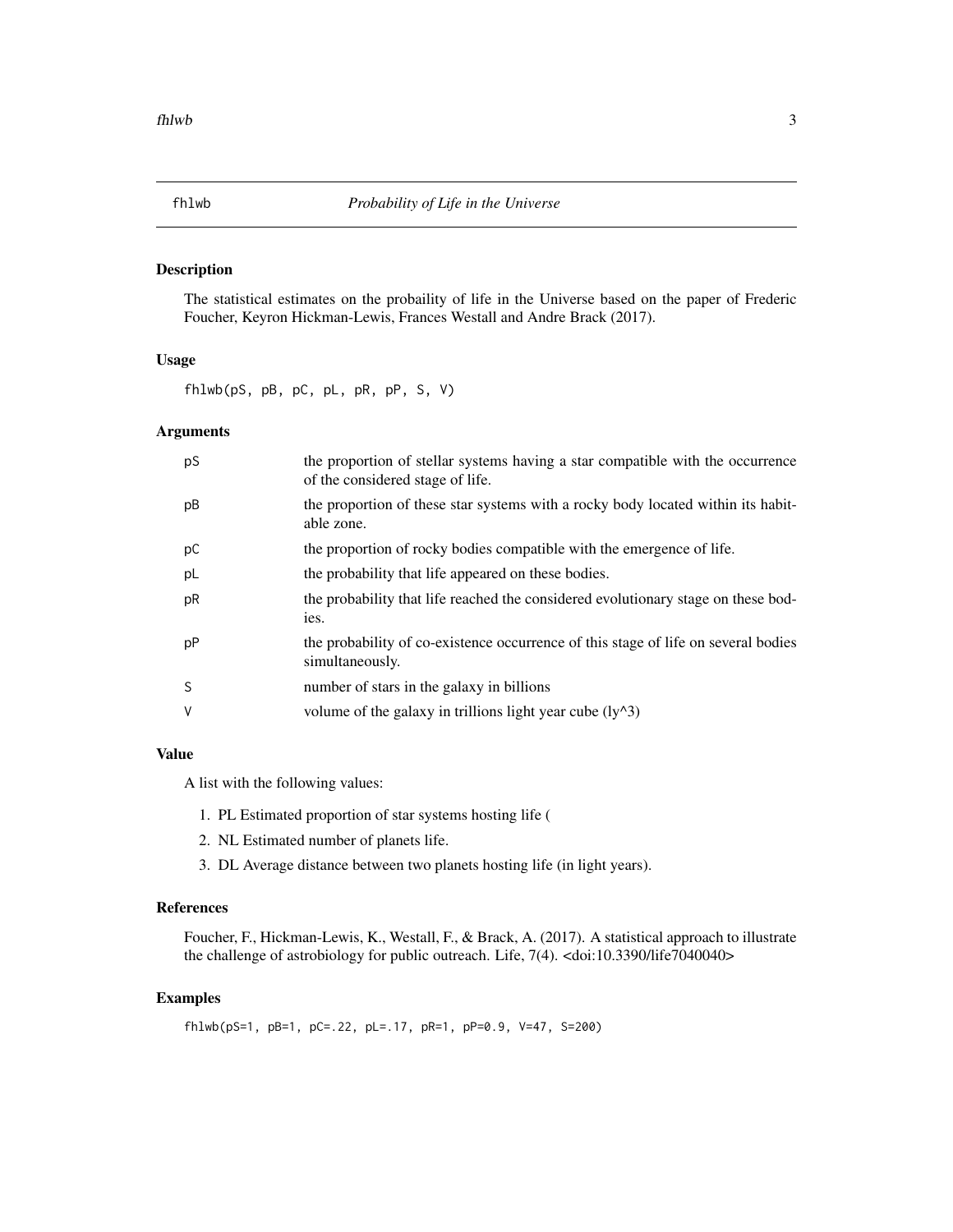# fhlwb — *Probability of Life in the Universe*

## Description

The statistical estimates on the probaility of life in the Universe based on the paper of Frederic Foucher, Keyron Hickman-Lewis, Frances Westall and Andre Brack (2017).

## Usage

```
fhlwb(pS, pB, pC, pL, pR, pP, S, V)
```

## Arguments

| | |
|---|---|
| pS | the proportion of stellar systems having a star compatible with the occurrence of the considered stage of life. |
| pB | the proportion of these star systems with a rocky body located within its habitable zone. |
| pC | the proportion of rocky bodies compatible with the emergence of life. |
| pL | the probability that life appeared on these bodies. |
| pR | the probability that life reached the considered evolutionary stage on these bodies. |
| pP | the probability of co-existence occurrence of this stage of life on several bodies simultaneously. |
| S | number of stars in the galaxy in billions |
| V | volume of the galaxy in trillions light year cube (ly^3) |

## Value

A list with the following values:

1. PL Estimated proportion of star systems hosting life (
2. NL Estimated number of planets life.
3. DL Average distance between two planets hosting life (in light years).

## References

Foucher, F., Hickman-Lewis, K., Westall, F., & Brack, A. (2017). A statistical approach to illustrate the challenge of astrobiology for public outreach. Life, 7(4). <doi:10.3390/life7040040>

## Examples

```
fhlwb(pS=1, pB=1, pC=.22, pL=.17, pR=1, pP=0.9, V=47, S=200)
```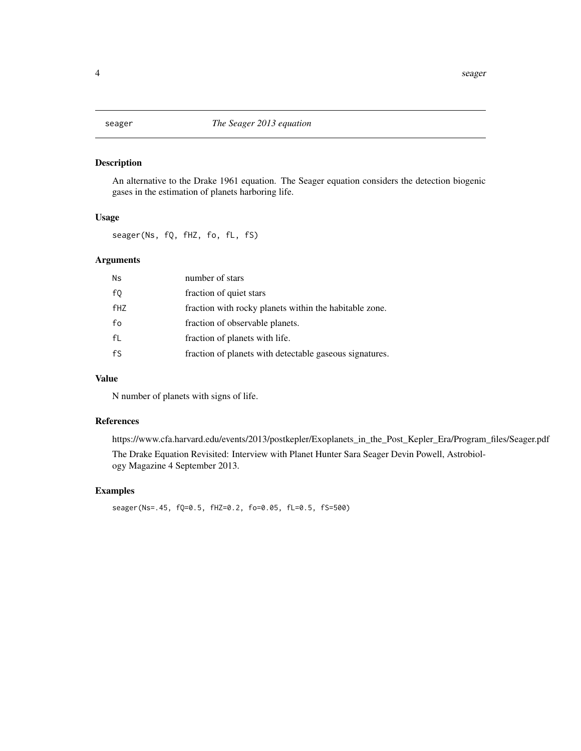## seager — *The Seager 2013 equation*

### Description

An alternative to the Drake 1961 equation. The Seager equation considers the detection biogenic gases in the estimation of planets harboring life.

### Usage

```
seager(Ns, fQ, fHZ, fo, fL, fS)
```

### Arguments

| | |
|---|---|
| `Ns` | number of stars |
| `fQ` | fraction of quiet stars |
| `fHZ` | fraction with rocky planets within the habitable zone. |
| `fo` | fraction of observable planets. |
| `fL` | fraction of planets with life. |
| `fS` | fraction of planets with detectable gaseous signatures. |

### Value

N number of planets with signs of life.

### References

https://www.cfa.harvard.edu/events/2013/postkepler/Exoplanets_in_the_Post_Kepler_Era/Program_files/Seager.pdf

The Drake Equation Revisited: Interview with Planet Hunter Sara Seager Devin Powell, Astrobiology Magazine 4 September 2013.

### Examples

```
seager(Ns=.45, fQ=0.5, fHZ=0.2, fo=0.05, fL=0.5, fS=500)
```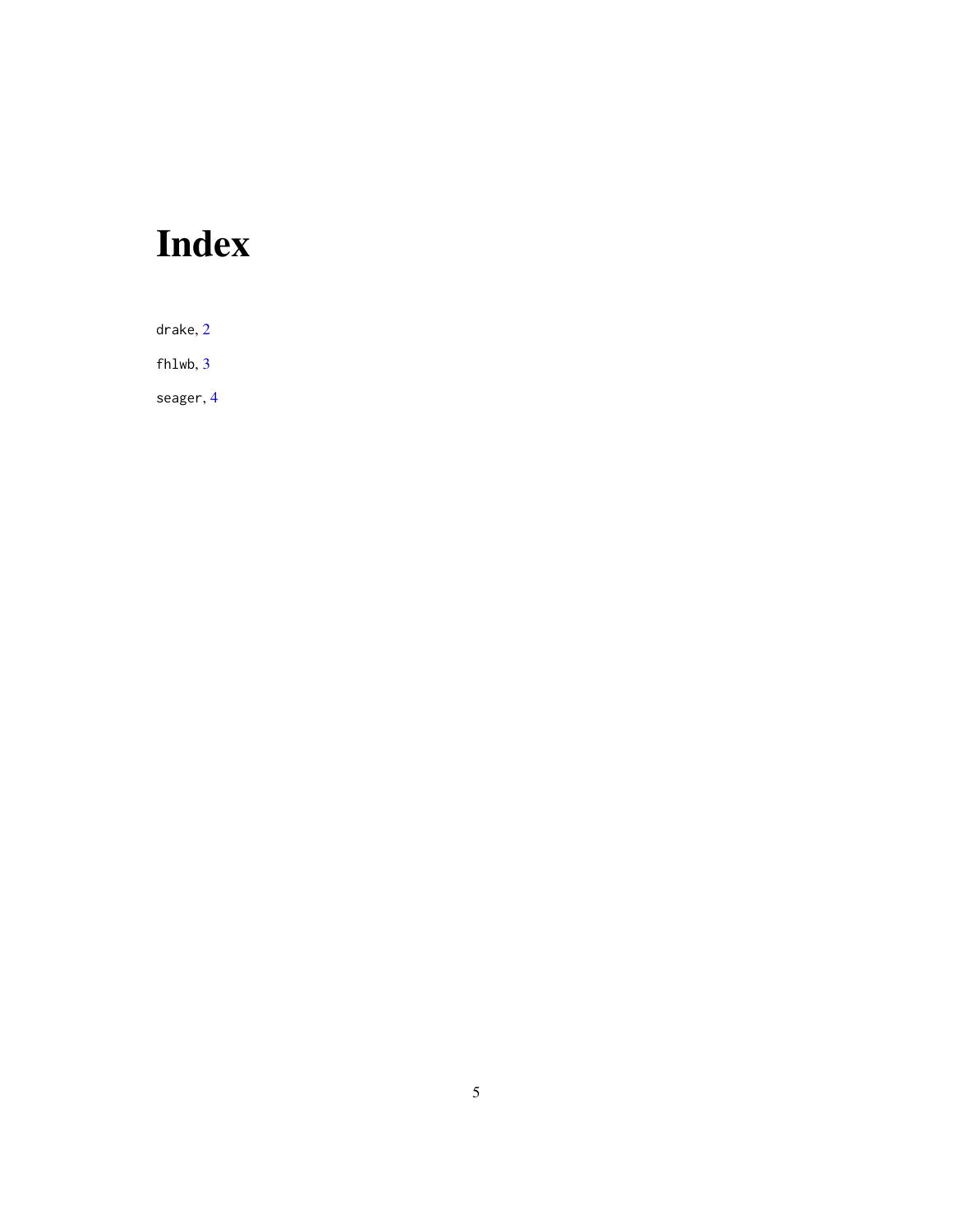# Index

`drake`, 2

`fhlwb`, 3

`seager`, 4